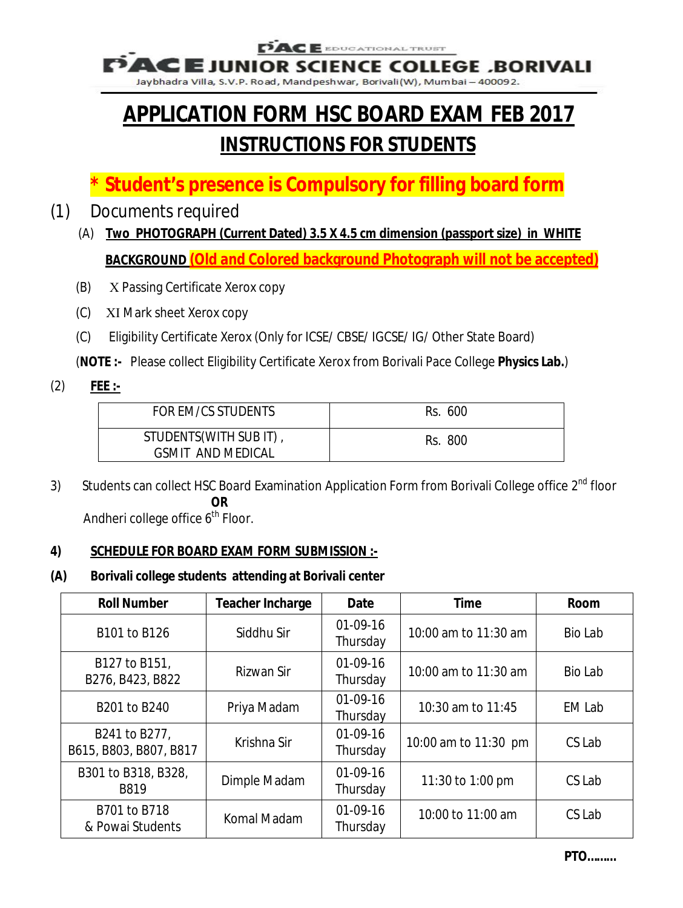PACE EDUCATIONAL TRUST

**PACE JUNIOR SCIENCE COLLEGE ,BORIVALI**

Jaybhadra Villa, S.V.P. Road, Mandpeshwar, Borivali(W), Mumbai – 400092.

# APPLICATION FORM HSC BOARD EXAM FEB 2017

## INSTRUCTIONS FOR STUDENTS

**\* Student's presence is Compulsory for filling board form**

(1) Documents required

(A) **Two PHOTOGRAPH (Current Dated) 3.5 X 4.5 cm dimension (passport size) in WHITE BACKGROUND** **(Old and Colored background Photograph will not be accepted)**

(B) X Passing Certificate Xerox copy

(C) XI Mark sheet Xerox copy

(C) Eligibility Certificate Xerox (Only for ICSE/ CBSE/ IGCSE/ IG/ Other State Board)

(**NOTE :-** Please collect Eligibility Certificate Xerox from Borivali Pace College **Physics Lab.**)

(2) **FEE :-**

| FOR EM/CS STUDENTS | Rs. 600 |
|---|---|
| STUDENTS(WITH SUB IT) , GSMIT AND MEDICAL | Rs. 800 |

3) Students can collect HSC Board Examination Application Form from Borivali College office 2nd floor

**OR**

Andheri college office 6th Floor.

**4) SCHEDULE FOR BOARD EXAM FORM SUBMISSION :-**

**(A) Borivali college students attending at Borivali center**

| Roll Number | Teacher Incharge | Date | Time | Room |
|---|---|---|---|---|
| B101 to B126 | Siddhu Sir | 01-09-16 Thursday | 10:00 am to 11:30 am | Bio Lab |
| B127 to B151, B276, B423, B822 | Rizwan Sir | 01-09-16 Thursday | 10:00 am to 11:30 am | Bio Lab |
| B201 to B240 | Priya Madam | 01-09-16 Thursday | 10:30 am to 11:45 | EM Lab |
| B241 to B277, B615, B803, B807, B817 | Krishna Sir | 01-09-16 Thursday | 10:00 am to 11:30 pm | CS Lab |
| B301 to B318, B328, B819 | Dimple Madam | 01-09-16 Thursday | 11:30 to 1:00 pm | CS Lab |
| B701 to B718 & Powai Students | Komal Madam | 01-09-16 Thursday | 10:00 to 11:00 am | CS Lab |

**PTO………**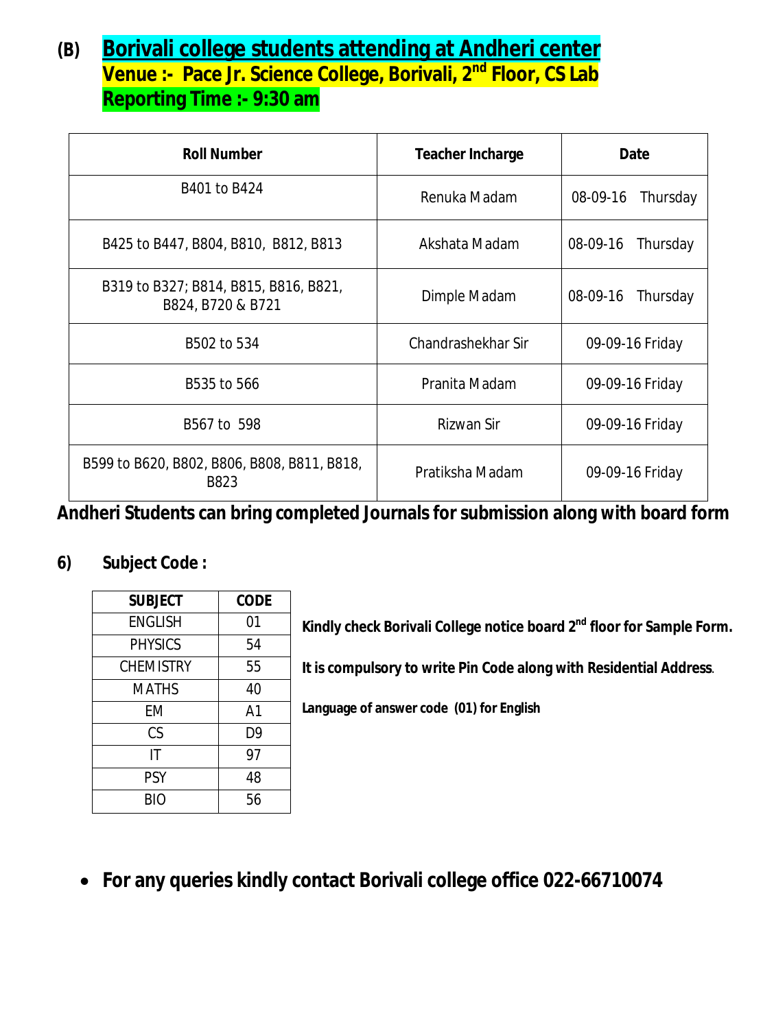**(B) <u>Borivali college students attending at Andheri center</u>**
**Venue :- Pace Jr. Science College, Borivali, 2nd Floor, CS Lab**
**Reporting Time :- 9:30 am**

| Roll Number | Teacher Incharge | Date |
|---|---|---|
| B401 to B424 | Renuka Madam | 08-09-16 Thursday |
| B425 to B447, B804, B810, B812, B813 | Akshata Madam | 08-09-16 Thursday |
| B319 to B327; B814, B815, B816, B821, B824, B720 & B721 | Dimple Madam | 08-09-16 Thursday |
| B502 to 534 | Chandrashekhar Sir | 09-09-16 Friday |
| B535 to 566 | Pranita Madam | 09-09-16 Friday |
| B567 to 598 | Rizwan Sir | 09-09-16 Friday |
| B599 to B620, B802, B806, B808, B811, B818, B823 | Pratiksha Madam | 09-09-16 Friday |

**Andheri Students can bring completed Journals for submission along with board form**

**6) Subject Code :**

| SUBJECT | CODE |
|---|---|
| ENGLISH | 01 |
| PHYSICS | 54 |
| CHEMISTRY | 55 |
| MATHS | 40 |
| EM | A1 |
| CS | D9 |
| IT | 97 |
| PSY | 48 |
| BIO | 56 |

**Kindly check Borivali College notice board 2nd floor for Sample Form.**

**It is compulsory to write Pin Code along with Residential Address.**

**Language of answer code (01) for English**

- **For any queries kindly contact Borivali college office 022-66710074**